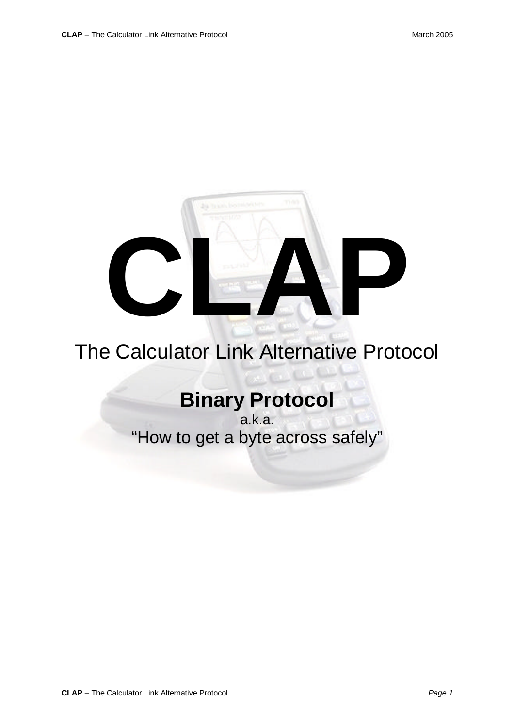# CLAP

The Calculator Link Alternative Protocol

## Binary Protocol

a.k.a.

"How to get a byte across safely"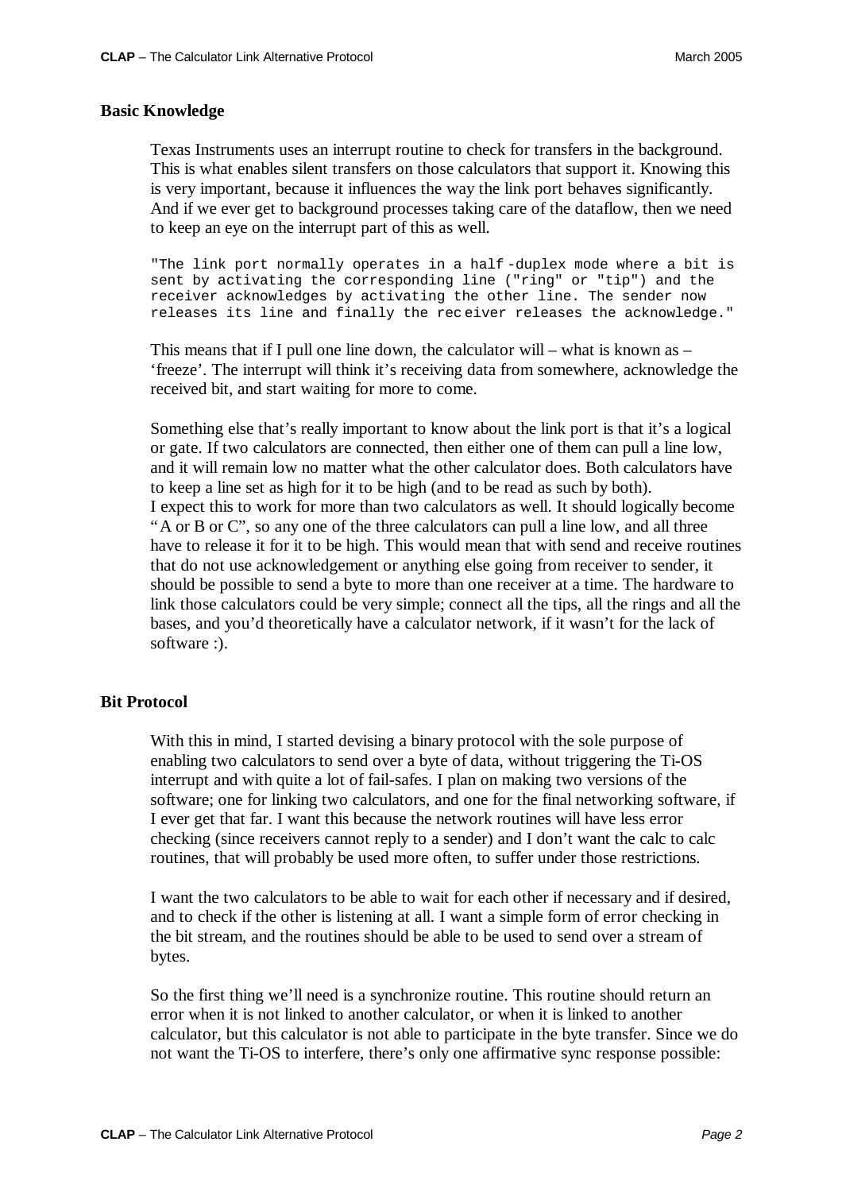## Basic Knowledge

Texas Instruments uses an interrupt routine to check for transfers in the background. This is what enables silent transfers on those calculators that support it. Knowing this is very important, because it influences the way the link port behaves significantly. And if we ever get to background processes taking care of the dataflow, then we need to keep an eye on the interrupt part of this as well.

```
"The link port normally operates in a half-duplex mode where a bit is
sent by activating the corresponding line ("ring" or "tip") and the
receiver acknowledges by activating the other line. The sender now
releases its line and finally the receiver releases the acknowledge."
```

This means that if I pull one line down, the calculator will – what is known as – 'freeze'. The interrupt will think it's receiving data from somewhere, acknowledge the received bit, and start waiting for more to come.

Something else that's really important to know about the link port is that it's a logical or gate. If two calculators are connected, then either one of them can pull a line low, and it will remain low no matter what the other calculator does. Both calculators have to keep a line set as high for it to be high (and to be read as such by both). I expect this to work for more than two calculators as well. It should logically become "A or B or C", so any one of the three calculators can pull a line low, and all three have to release it for it to be high. This would mean that with send and receive routines that do not use acknowledgement or anything else going from receiver to sender, it should be possible to send a byte to more than one receiver at a time. The hardware to link those calculators could be very simple; connect all the tips, all the rings and all the bases, and you'd theoretically have a calculator network, if it wasn't for the lack of software :).

## Bit Protocol

With this in mind, I started devising a binary protocol with the sole purpose of enabling two calculators to send over a byte of data, without triggering the Ti-OS interrupt and with quite a lot of fail-safes. I plan on making two versions of the software; one for linking two calculators, and one for the final networking software, if I ever get that far. I want this because the network routines will have less error checking (since receivers cannot reply to a sender) and I don't want the calc to calc routines, that will probably be used more often, to suffer under those restrictions.

I want the two calculators to be able to wait for each other if necessary and if desired, and to check if the other is listening at all. I want a simple form of error checking in the bit stream, and the routines should be able to be used to send over a stream of bytes.

So the first thing we'll need is a synchronize routine. This routine should return an error when it is not linked to another calculator, or when it is linked to another calculator, but this calculator is not able to participate in the byte transfer. Since we do not want the Ti-OS to interfere, there's only one affirmative sync response possible: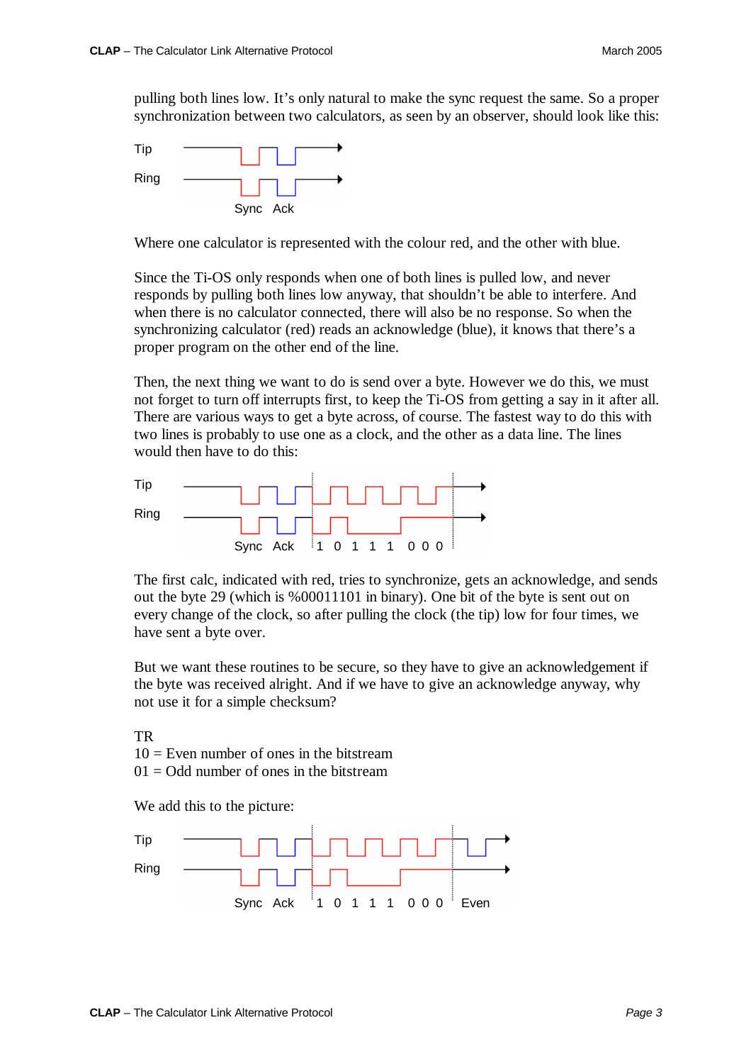pulling both lines low. It's only natural to make the sync request the same. So a proper synchronization between two calculators, as seen by an observer, should look like this:

Where one calculator is represented with the colour red, and the other with blue.

Since the Ti-OS only responds when one of both lines is pulled low, and never responds by pulling both lines low anyway, that shouldn't be able to interfere. And when there is no calculator connected, there will also be no response. So when the synchronizing calculator (red) reads an acknowledge (blue), it knows that there's a proper program on the other end of the line.

Then, the next thing we want to do is send over a byte. However we do this, we must not forget to turn off interrupts first, to keep the Ti-OS from getting a say in it after all. There are various ways to get a byte across, of course. The fastest way to do this with two lines is probably to use one as a clock, and the other as a data line. The lines would then have to do this:

The first calc, indicated with red, tries to synchronize, gets an acknowledge, and sends out the byte 29 (which is %00011101 in binary). One bit of the byte is sent out on every change of the clock, so after pulling the clock (the tip) low for four times, we have sent a byte over.

But we want these routines to be secure, so they have to give an acknowledgement if the byte was received alright. And if we have to give an acknowledge anyway, why not use it for a simple checksum?

TR
10 = Even number of ones in the bitstream
01 = Odd number of ones in the bitstream

We add this to the picture: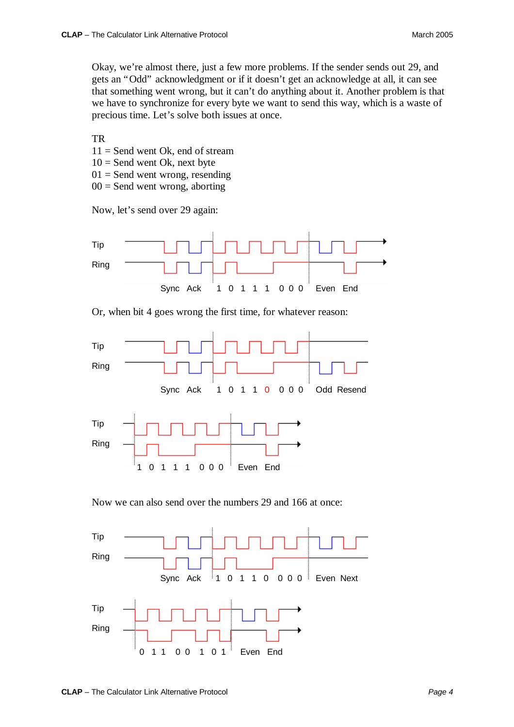Okay, we're almost there, just a few more problems. If the sender sends out 29, and gets an "Odd" acknowledgment or if it doesn't get an acknowledge at all, it can see that something went wrong, but it can't do anything about it. Another problem is that we have to synchronize for every byte we want to send this way, which is a waste of precious time. Let's solve both issues at once.

TR
11 = Send went Ok, end of stream
10 = Send went Ok, next byte
01 = Send went wrong, resending
00 = Send went wrong, aborting

Now, let's send over 29 again:

Tip
Ring
Sync Ack 1 0 1 1 1 0 0 0 Even End

Or, when bit 4 goes wrong the first time, for whatever reason:

Tip
Ring
Sync Ack 1 0 1 1 0 0 0 0 Odd Resend

Tip
Ring
1 0 1 1 1 0 0 0 Even End

Now we can also send over the numbers 29 and 166 at once:

Tip
Ring
Sync Ack 1 0 1 1 0 0 0 0 Even Next

Tip
Ring
0 1 1 0 0 1 0 1 Even End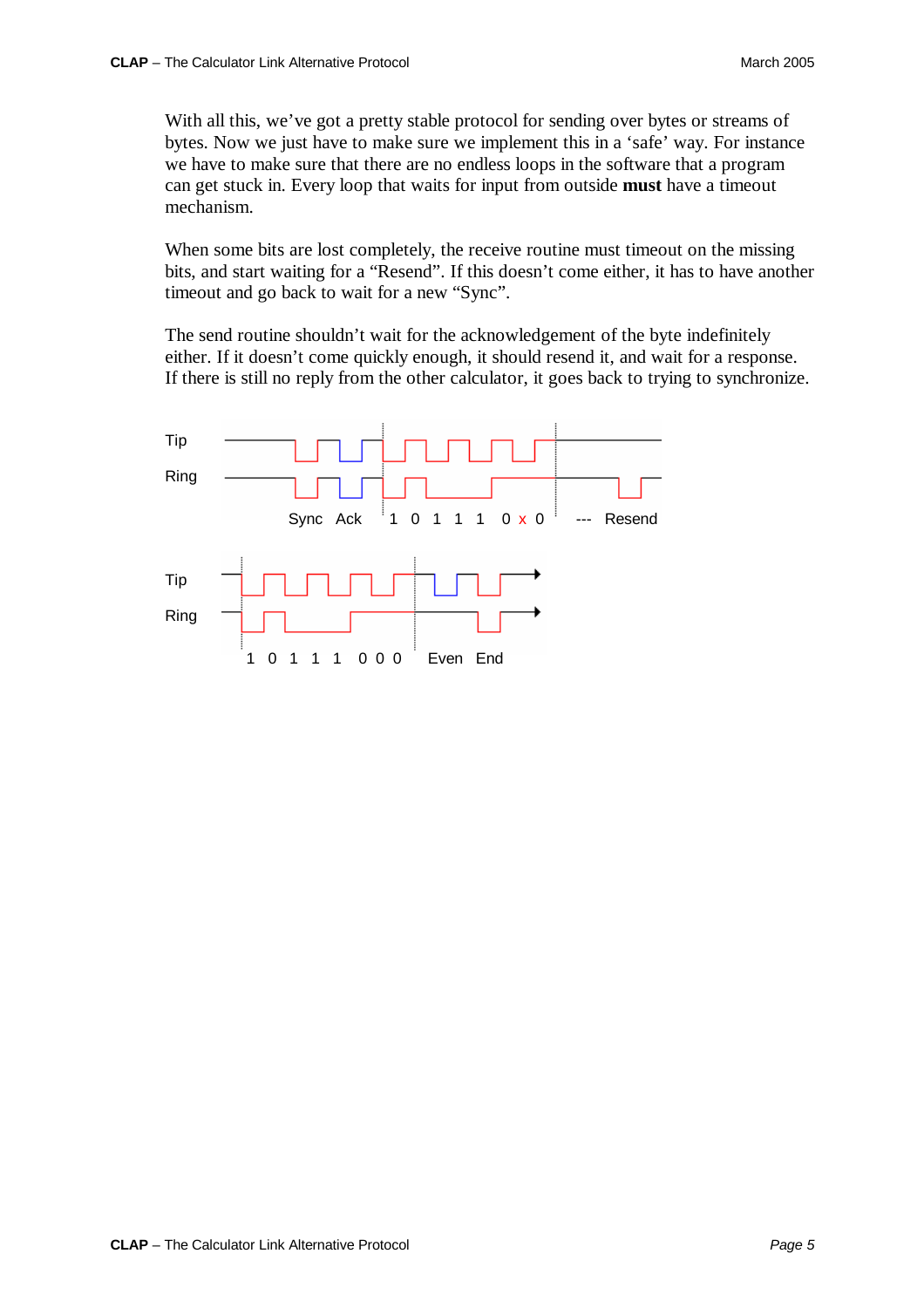With all this, we've got a pretty stable protocol for sending over bytes or streams of bytes. Now we just have to make sure we implement this in a 'safe' way. For instance we have to make sure that there are no endless loops in the software that a program can get stuck in. Every loop that waits for input from outside **must** have a timeout mechanism.

When some bits are lost completely, the receive routine must timeout on the missing bits, and start waiting for a "Resend". If this doesn't come either, it has to have another timeout and go back to wait for a new "Sync".

The send routine shouldn't wait for the acknowledgement of the byte indefinitely either. If it doesn't come quickly enough, it should resend it, and wait for a response. If there is still no reply from the other calculator, it goes back to trying to synchronize.

Tip

Ring

Sync Ack 1 0 1 1 1 0 x 0 --- Resend

Tip

Ring

1 0 1 1 1 0 0 0 Even End